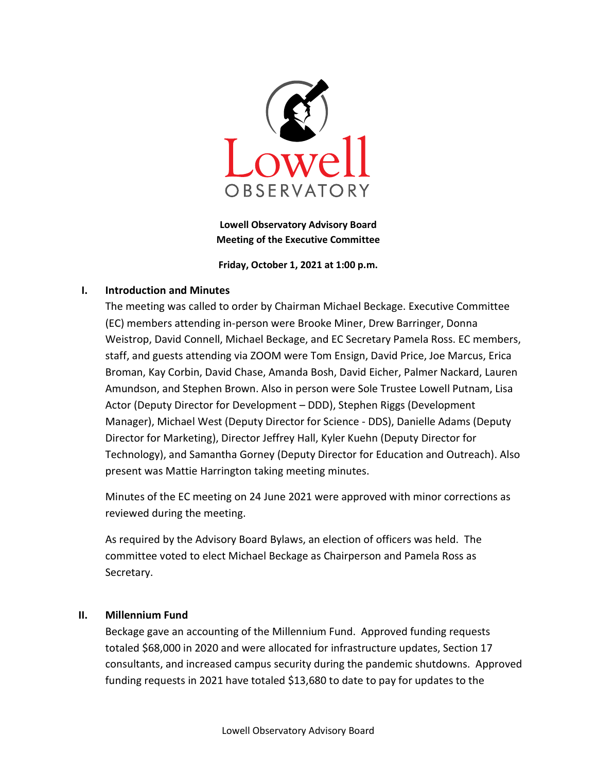**Lowell Observatory Advisory Board**
**Meeting of the Executive Committee**

**Friday, October 1, 2021 at 1:00 p.m.**

## I. Introduction and Minutes

The meeting was called to order by Chairman Michael Beckage. Executive Committee (EC) members attending in-person were Brooke Miner, Drew Barringer, Donna Weistrop, David Connell, Michael Beckage, and EC Secretary Pamela Ross. EC members, staff, and guests attending via ZOOM were Tom Ensign, David Price, Joe Marcus, Erica Broman, Kay Corbin, David Chase, Amanda Bosh, David Eicher, Palmer Nackard, Lauren Amundson, and Stephen Brown. Also in person were Sole Trustee Lowell Putnam, Lisa Actor (Deputy Director for Development – DDD), Stephen Riggs (Development Manager), Michael West (Deputy Director for Science - DDS), Danielle Adams (Deputy Director for Marketing), Director Jeffrey Hall, Kyler Kuehn (Deputy Director for Technology), and Samantha Gorney (Deputy Director for Education and Outreach). Also present was Mattie Harrington taking meeting minutes.

Minutes of the EC meeting on 24 June 2021 were approved with minor corrections as reviewed during the meeting.

As required by the Advisory Board Bylaws, an election of officers was held. The committee voted to elect Michael Beckage as Chairperson and Pamela Ross as Secretary.

## II. Millennium Fund

Beckage gave an accounting of the Millennium Fund. Approved funding requests totaled $68,000 in 2020 and were allocated for infrastructure updates, Section 17 consultants, and increased campus security during the pandemic shutdowns. Approved funding requests in 2021 have totaled $13,680 to date to pay for updates to the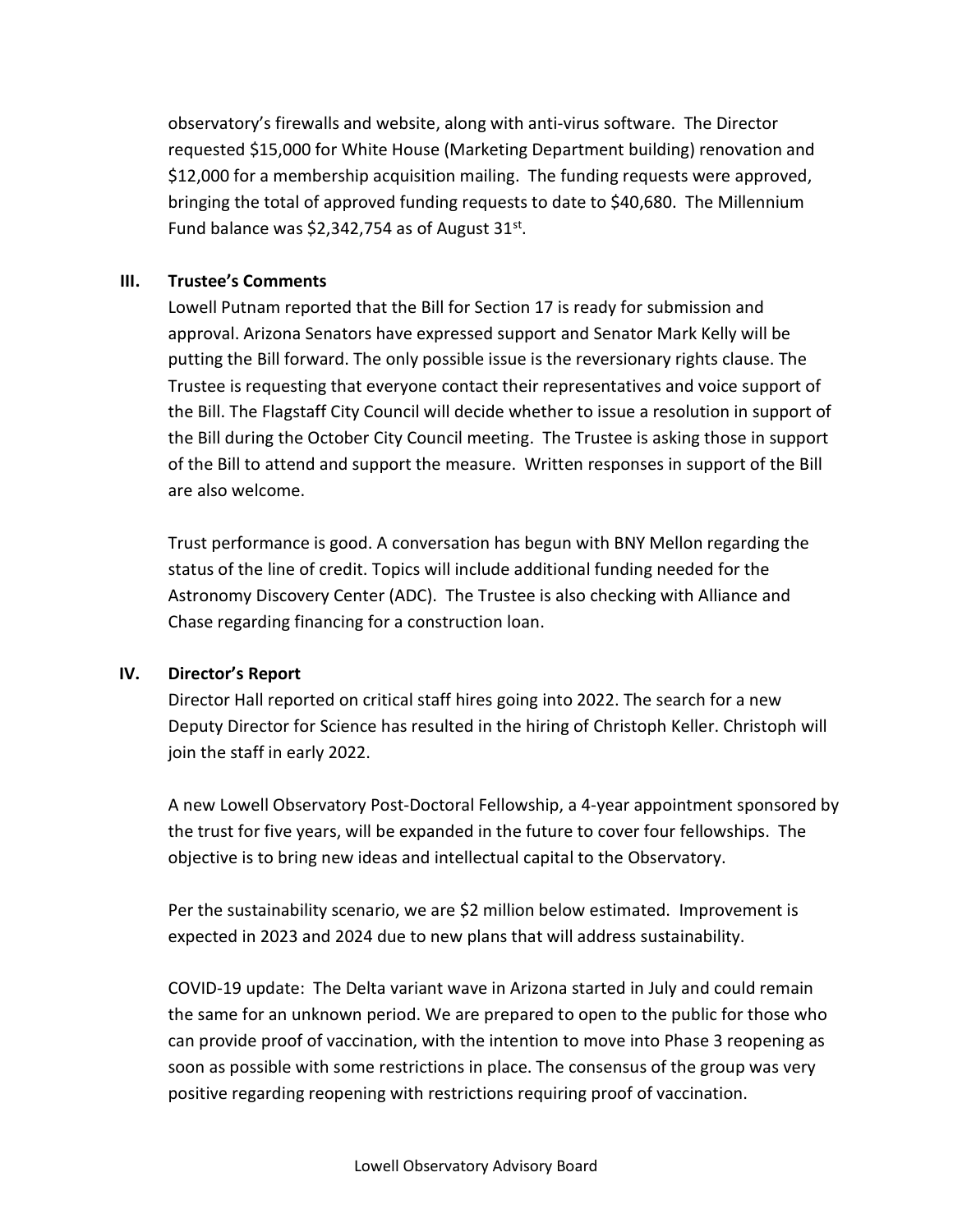observatory's firewalls and website, along with anti-virus software. The Director requested $15,000 for White House (Marketing Department building) renovation and $12,000 for a membership acquisition mailing. The funding requests were approved, bringing the total of approved funding requests to date to $40,680. The Millennium Fund balance was $2,342,754 as of August 31st.

## III. Trustee's Comments

Lowell Putnam reported that the Bill for Section 17 is ready for submission and approval. Arizona Senators have expressed support and Senator Mark Kelly will be putting the Bill forward. The only possible issue is the reversionary rights clause. The Trustee is requesting that everyone contact their representatives and voice support of the Bill. The Flagstaff City Council will decide whether to issue a resolution in support of the Bill during the October City Council meeting. The Trustee is asking those in support of the Bill to attend and support the measure. Written responses in support of the Bill are also welcome.

Trust performance is good. A conversation has begun with BNY Mellon regarding the status of the line of credit. Topics will include additional funding needed for the Astronomy Discovery Center (ADC). The Trustee is also checking with Alliance and Chase regarding financing for a construction loan.

## IV. Director's Report

Director Hall reported on critical staff hires going into 2022. The search for a new Deputy Director for Science has resulted in the hiring of Christoph Keller. Christoph will join the staff in early 2022.

A new Lowell Observatory Post-Doctoral Fellowship, a 4-year appointment sponsored by the trust for five years, will be expanded in the future to cover four fellowships. The objective is to bring new ideas and intellectual capital to the Observatory.

Per the sustainability scenario, we are $2 million below estimated. Improvement is expected in 2023 and 2024 due to new plans that will address sustainability.

COVID-19 update: The Delta variant wave in Arizona started in July and could remain the same for an unknown period. We are prepared to open to the public for those who can provide proof of vaccination, with the intention to move into Phase 3 reopening as soon as possible with some restrictions in place. The consensus of the group was very positive regarding reopening with restrictions requiring proof of vaccination.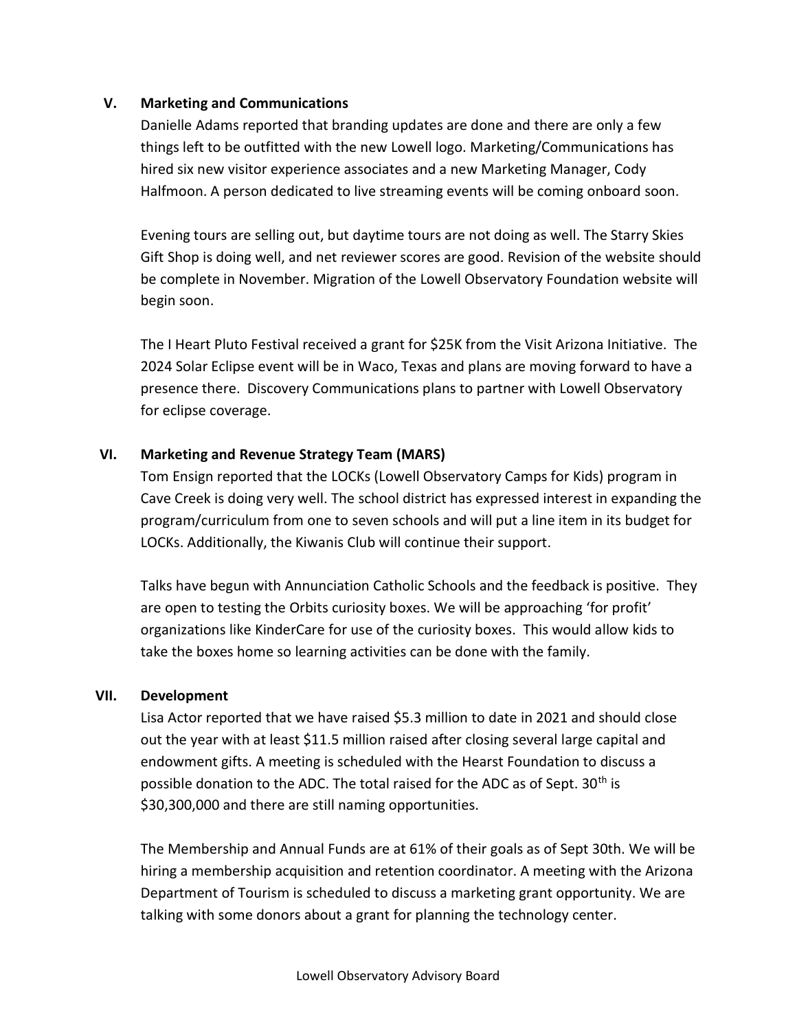## V. Marketing and Communications

Danielle Adams reported that branding updates are done and there are only a few things left to be outfitted with the new Lowell logo. Marketing/Communications has hired six new visitor experience associates and a new Marketing Manager, Cody Halfmoon. A person dedicated to live streaming events will be coming onboard soon.

Evening tours are selling out, but daytime tours are not doing as well. The Starry Skies Gift Shop is doing well, and net reviewer scores are good. Revision of the website should be complete in November. Migration of the Lowell Observatory Foundation website will begin soon.

The I Heart Pluto Festival received a grant for $25K from the Visit Arizona Initiative. The 2024 Solar Eclipse event will be in Waco, Texas and plans are moving forward to have a presence there. Discovery Communications plans to partner with Lowell Observatory for eclipse coverage.

## VI. Marketing and Revenue Strategy Team (MARS)

Tom Ensign reported that the LOCKs (Lowell Observatory Camps for Kids) program in Cave Creek is doing very well. The school district has expressed interest in expanding the program/curriculum from one to seven schools and will put a line item in its budget for LOCKs. Additionally, the Kiwanis Club will continue their support.

Talks have begun with Annunciation Catholic Schools and the feedback is positive. They are open to testing the Orbits curiosity boxes. We will be approaching 'for profit' organizations like KinderCare for use of the curiosity boxes. This would allow kids to take the boxes home so learning activities can be done with the family.

## VII. Development

Lisa Actor reported that we have raised $5.3 million to date in 2021 and should close out the year with at least $11.5 million raised after closing several large capital and endowment gifts. A meeting is scheduled with the Hearst Foundation to discuss a possible donation to the ADC. The total raised for the ADC as of Sept. 30th is $30,300,000 and there are still naming opportunities.

The Membership and Annual Funds are at 61% of their goals as of Sept 30th. We will be hiring a membership acquisition and retention coordinator. A meeting with the Arizona Department of Tourism is scheduled to discuss a marketing grant opportunity. We are talking with some donors about a grant for planning the technology center.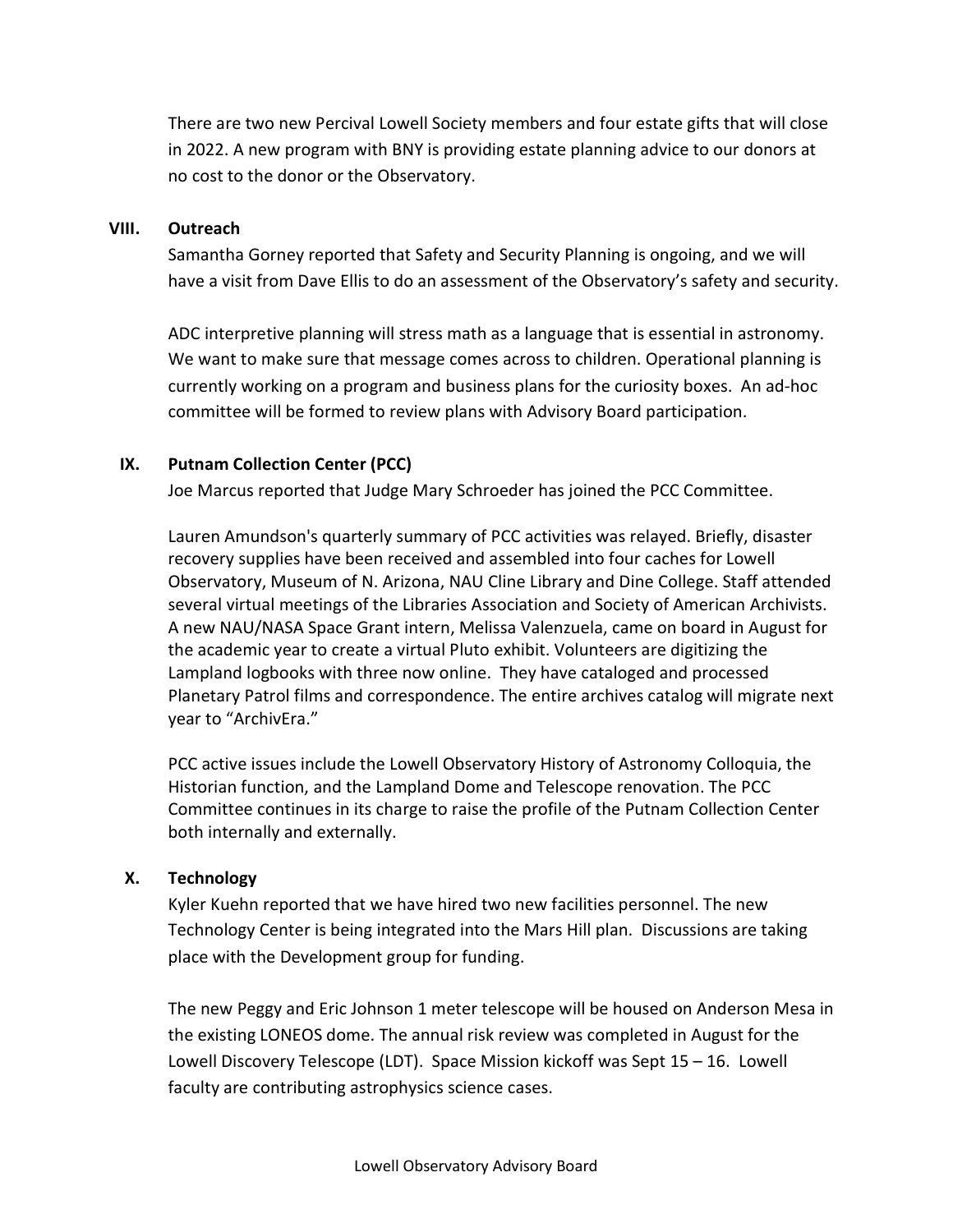There are two new Percival Lowell Society members and four estate gifts that will close in 2022. A new program with BNY is providing estate planning advice to our donors at no cost to the donor or the Observatory.

## VIII. Outreach

Samantha Gorney reported that Safety and Security Planning is ongoing, and we will have a visit from Dave Ellis to do an assessment of the Observatory's safety and security.

ADC interpretive planning will stress math as a language that is essential in astronomy. We want to make sure that message comes across to children. Operational planning is currently working on a program and business plans for the curiosity boxes. An ad-hoc committee will be formed to review plans with Advisory Board participation.

## IX. Putnam Collection Center (PCC)

Joe Marcus reported that Judge Mary Schroeder has joined the PCC Committee.

Lauren Amundson's quarterly summary of PCC activities was relayed. Briefly, disaster recovery supplies have been received and assembled into four caches for Lowell Observatory, Museum of N. Arizona, NAU Cline Library and Dine College. Staff attended several virtual meetings of the Libraries Association and Society of American Archivists. A new NAU/NASA Space Grant intern, Melissa Valenzuela, came on board in August for the academic year to create a virtual Pluto exhibit. Volunteers are digitizing the Lampland logbooks with three now online. They have cataloged and processed Planetary Patrol films and correspondence. The entire archives catalog will migrate next year to "ArchivEra."

PCC active issues include the Lowell Observatory History of Astronomy Colloquia, the Historian function, and the Lampland Dome and Telescope renovation. The PCC Committee continues in its charge to raise the profile of the Putnam Collection Center both internally and externally.

## X. Technology

Kyler Kuehn reported that we have hired two new facilities personnel. The new Technology Center is being integrated into the Mars Hill plan. Discussions are taking place with the Development group for funding.

The new Peggy and Eric Johnson 1 meter telescope will be housed on Anderson Mesa in the existing LONEOS dome. The annual risk review was completed in August for the Lowell Discovery Telescope (LDT). Space Mission kickoff was Sept 15 – 16. Lowell faculty are contributing astrophysics science cases.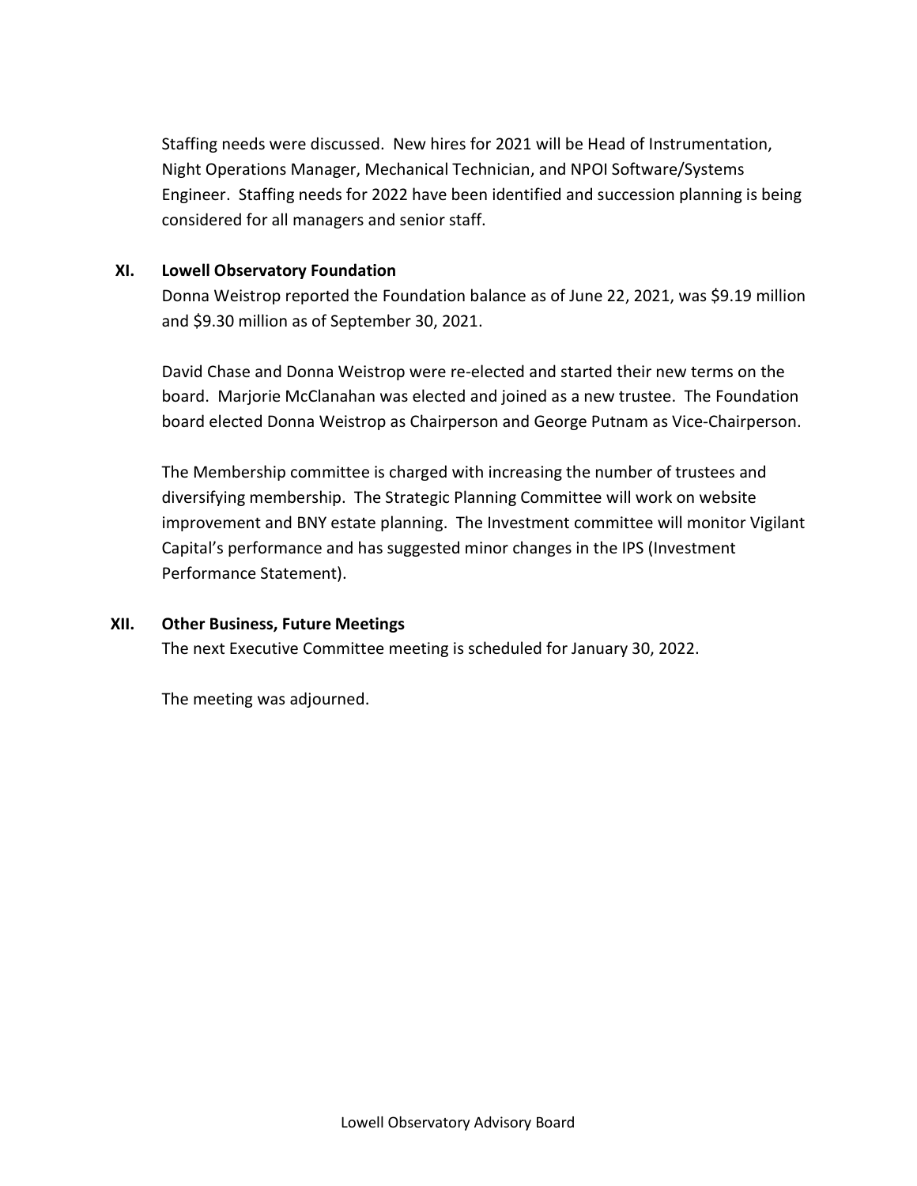Staffing needs were discussed. New hires for 2021 will be Head of Instrumentation, Night Operations Manager, Mechanical Technician, and NPOI Software/Systems Engineer. Staffing needs for 2022 have been identified and succession planning is being considered for all managers and senior staff.

## XI. Lowell Observatory Foundation

Donna Weistrop reported the Foundation balance as of June 22, 2021, was $9.19 million and $9.30 million as of September 30, 2021.

David Chase and Donna Weistrop were re-elected and started their new terms on the board. Marjorie McClanahan was elected and joined as a new trustee. The Foundation board elected Donna Weistrop as Chairperson and George Putnam as Vice-Chairperson.

The Membership committee is charged with increasing the number of trustees and diversifying membership. The Strategic Planning Committee will work on website improvement and BNY estate planning. The Investment committee will monitor Vigilant Capital's performance and has suggested minor changes in the IPS (Investment Performance Statement).

## XII. Other Business, Future Meetings

The next Executive Committee meeting is scheduled for January 30, 2022.

The meeting was adjourned.